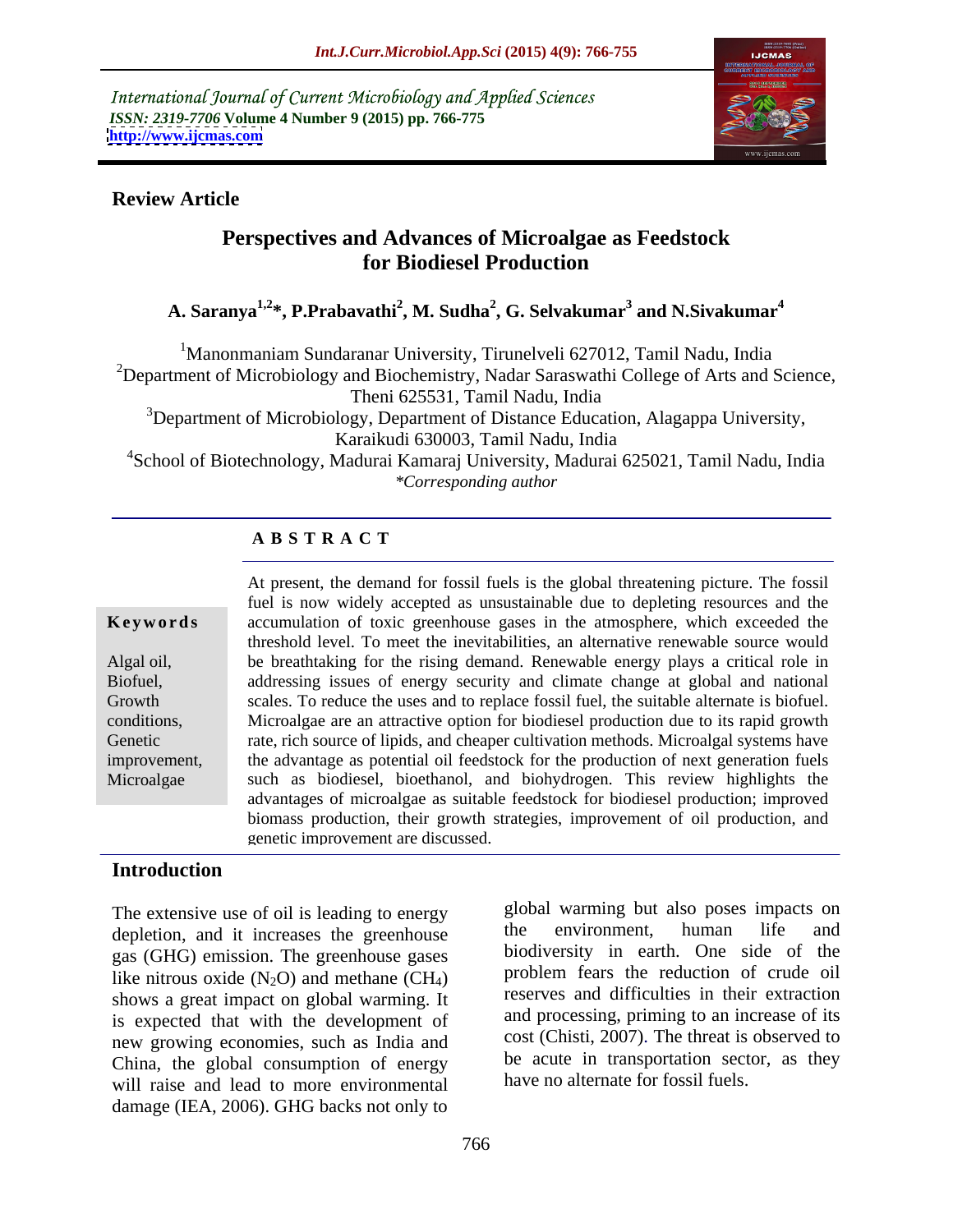International Journal of Current Microbiology and Applied Sciences
*ISSN: 2319-7706* **Volume 4 Number 9 (2015) pp. 766-775**
**http://www.ijcmas.com**

**Review Article**

# Perspectives and Advances of Microalgae as Feedstock for Biodiesel Production

**A. Saranya[1,2]*, P.Prabavathi[2], M. Sudha[2], G. Selvakumar[3] and N.Sivakumar[4]**

[1]Manonmaniam Sundaranar University, Tirunelveli 627012, Tamil Nadu, India
[2]Department of Microbiology and Biochemistry, Nadar Saraswathi College of Arts and Science, Theni 625531, Tamil Nadu, India
[3]Department of Microbiology, Department of Distance Education, Alagappa University, Karaikudi 630003, Tamil Nadu, India
[4]School of Biotechnology, Madurai Kamaraj University, Madurai 625021, Tamil Nadu, India
*\*Corresponding author*

## A B S T R A C T

**Keywords**

Algal oil, Biofuel, Growth conditions, Genetic improvement, Microalgae

At present, the demand for fossil fuels is the global threatening picture. The fossil fuel is now widely accepted as unsustainable due to depleting resources and the accumulation of toxic greenhouse gases in the atmosphere, which exceeded the threshold level. To meet the inevitabilities, an alternative renewable source would be breathtaking for the rising demand. Renewable energy plays a critical role in addressing issues of energy security and climate change at global and national scales. To reduce the uses and to replace fossil fuel, the suitable alternate is biofuel. Microalgae are an attractive option for biodiesel production due to its rapid growth rate, rich source of lipids, and cheaper cultivation methods. Microalgal systems have the advantage as potential oil feedstock for the production of next generation fuels such as biodiesel, bioethanol, and biohydrogen. This review highlights the advantages of microalgae as suitable feedstock for biodiesel production; improved biomass production, their growth strategies, improvement of oil production, and genetic improvement are discussed.

## Introduction

The extensive use of oil is leading to energy depletion, and it increases the greenhouse gas (GHG) emission. The greenhouse gases like nitrous oxide ($N_2O$) and methane ($CH_4$) shows a great impact on global warming. It is expected that with the development of new growing economies, such as India and China, the global consumption of energy will raise and lead to more environmental damage (IEA, 2006). GHG backs not only to global warming but also poses impacts on the environment, human life and biodiversity in earth. One side of the problem fears the reduction of crude oil reserves and difficulties in their extraction and processing, priming to an increase of its cost (Chisti, 2007). The threat is observed to be acute in transportation sector, as they have no alternate for fossil fuels.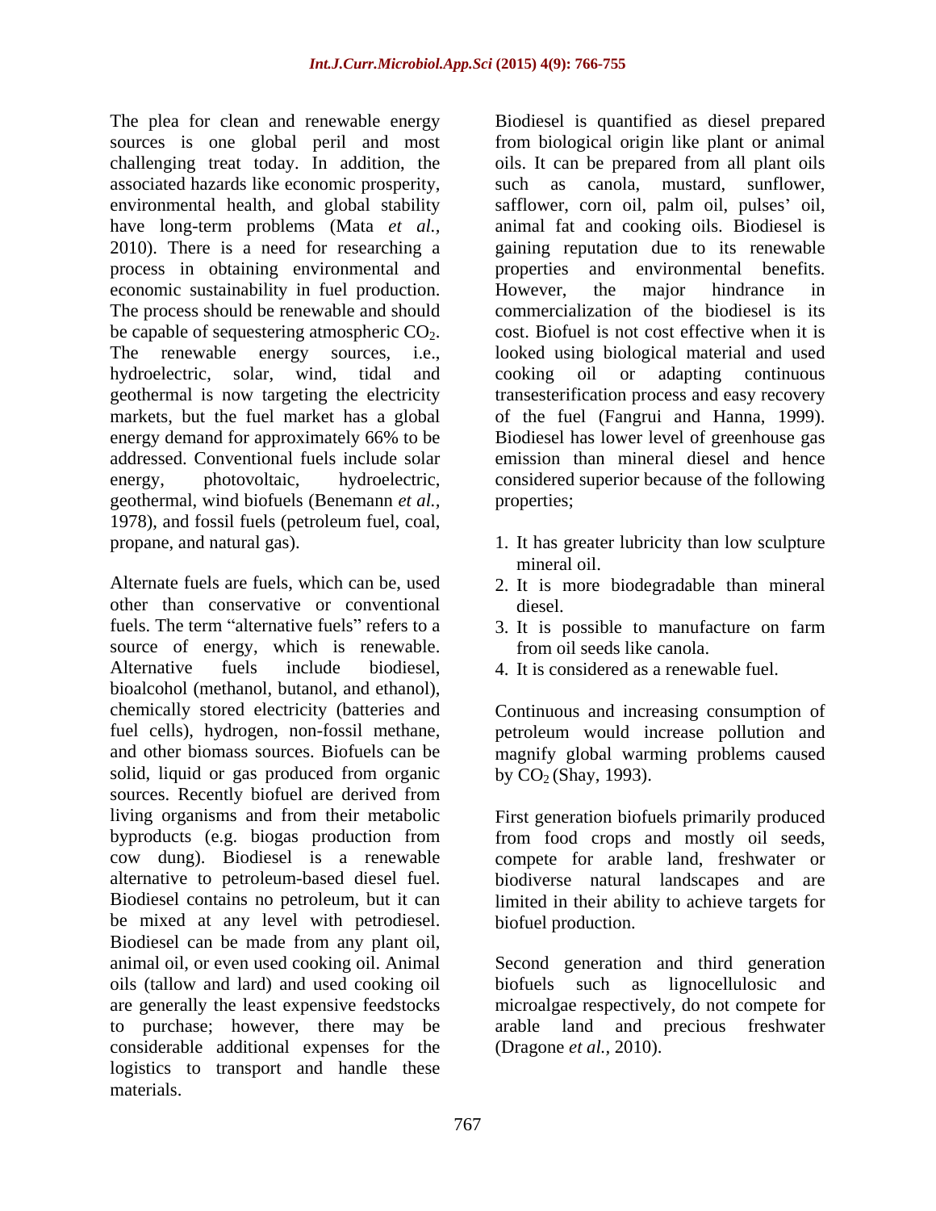The plea for clean and renewable energy sources is one global peril and most challenging treat today. In addition, the associated hazards like economic prosperity, environmental health, and global stability have long-term problems (Mata *et al.*, 2010). There is a need for researching a process in obtaining environmental and economic sustainability in fuel production. The process should be renewable and should be capable of sequestering atmospheric $CO_2$. The renewable energy sources, i.e., hydroelectric, solar, wind, tidal and geothermal is now targeting the electricity markets, but the fuel market has a global energy demand for approximately 66% to be addressed. Conventional fuels include solar energy, photovoltaic, hydroelectric, geothermal, wind biofuels (Benemann *et al.*, 1978), and fossil fuels (petroleum fuel, coal, propane, and natural gas).

Alternate fuels are fuels, which can be, used other than conservative or conventional fuels. The term "alternative fuels" refers to a source of energy, which is renewable. Alternative fuels include biodiesel, bioalcohol (methanol, butanol, and ethanol), chemically stored electricity (batteries and fuel cells), hydrogen, non-fossil methane, and other biomass sources. Biofuels can be solid, liquid or gas produced from organic sources. Recently biofuel are derived from living organisms and from their metabolic byproducts (e.g. biogas production from cow dung). Biodiesel is a renewable alternative to petroleum-based diesel fuel. Biodiesel contains no petroleum, but it can be mixed at any level with petrodiesel. Biodiesel can be made from any plant oil, animal oil, or even used cooking oil. Animal oils (tallow and lard) and used cooking oil are generally the least expensive feedstocks to purchase; however, there may be considerable additional expenses for the logistics to transport and handle these materials.

Biodiesel is quantified as diesel prepared from biological origin like plant or animal oils. It can be prepared from all plant oils such as canola, mustard, sunflower, safflower, corn oil, palm oil, pulses' oil, animal fat and cooking oils. Biodiesel is gaining reputation due to its renewable properties and environmental benefits. However, the major hindrance in commercialization of the biodiesel is its cost. Biofuel is not cost effective when it is looked using biological material and used cooking oil or adapting continuous transesterification process and easy recovery of the fuel (Fangrui and Hanna, 1999). Biodiesel has lower level of greenhouse gas emission than mineral diesel and hence considered superior because of the following properties;

1. It has greater lubricity than low sculpture mineral oil.
2. It is more biodegradable than mineral diesel.
3. It is possible to manufacture on farm from oil seeds like canola.
4. It is considered as a renewable fuel.

Continuous and increasing consumption of petroleum would increase pollution and magnify global warming problems caused by $CO_2$ (Shay, 1993).

First generation biofuels primarily produced from food crops and mostly oil seeds, compete for arable land, freshwater or biodiverse natural landscapes and are limited in their ability to achieve targets for biofuel production.

Second generation and third generation biofuels such as lignocellulosic and microalgae respectively, do not compete for arable land and precious freshwater (Dragone *et al.*, 2010).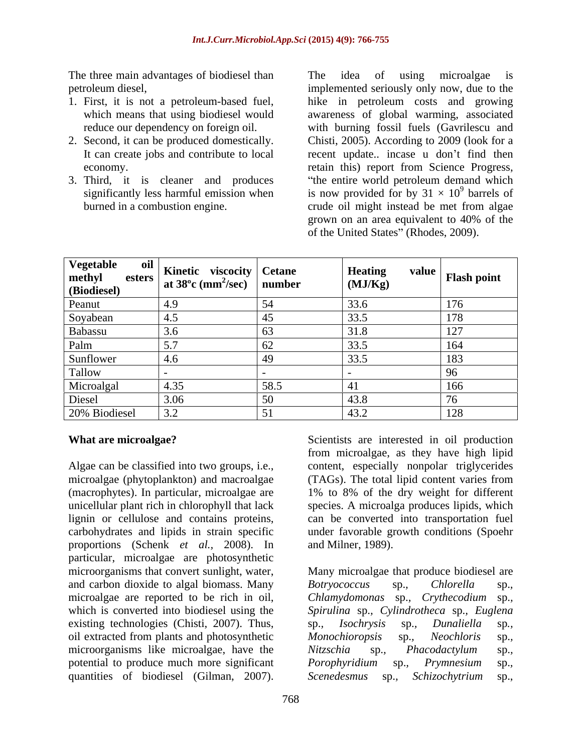The three main advantages of biodiesel than petroleum diesel,

1. First, it is not a petroleum-based fuel, which means that using biodiesel would reduce our dependency on foreign oil.
2. Second, it can be produced domestically. It can create jobs and contribute to local economy.
3. Third, it is cleaner and produces significantly less harmful emission when burned in a combustion engine.

The idea of using microalgae is implemented seriously only now, due to the hike in petroleum costs and growing awareness of global warming, associated with burning fossil fuels (Gavrilescu and Chisti, 2005). According to 2009 (look for a recent update.. incase u don't find then retain this) report from Science Progress, "the entire world petroleum demand which is now provided for by $31 \times 10^9$ barrels of crude oil might instead be met from algae grown on an area equivalent to 40% of the of the United States" (Rhodes, 2009).

| Vegetable oil methyl esters (Biodiesel) | Kinetic viscocity at 38°c ($mm^2/sec$) | Cetane number | Heating value (MJ/Kg) | Flash point |
|---|---|---|---|---|
| Peanut | 4.9 | 54 | 33.6 | 176 |
| Soyabean | 4.5 | 45 | 33.5 | 178 |
| Babassu | 3.6 | 63 | 31.8 | 127 |
| Palm | 5.7 | 62 | 33.5 | 164 |
| Sunflower | 4.6 | 49 | 33.5 | 183 |
| Tallow | - | - | - | 96 |
| Microalgal | 4.35 | 58.5 | 41 | 166 |
| Diesel | 3.06 | 50 | 43.8 | 76 |
| 20% Biodiesel | 3.2 | 51 | 43.2 | 128 |

**What are microalgae?**

Algae can be classified into two groups, i.e., microalgae (phytoplankton) and macroalgae (macrophytes). In particular, microalgae are unicellular plant rich in chlorophyll that lack lignin or cellulose and contains proteins, carbohydrates and lipids in strain specific proportions (Schenk *et al.,* 2008). In particular, microalgae are photosynthetic microorganisms that convert sunlight, water, and carbon dioxide to algal biomass. Many microalgae are reported to be rich in oil, which is converted into biodiesel using the existing technologies (Chisti, 2007). Thus, oil extracted from plants and photosynthetic microorganisms like microalgae, have the potential to produce much more significant quantities of biodiesel (Gilman, 2007).

Scientists are interested in oil production from microalgae, as they have high lipid content, especially nonpolar triglycerides (TAGs). The total lipid content varies from 1% to 8% of the dry weight for different species. A microalga produces lipids, which can be converted into transportation fuel under favorable growth conditions (Spoehr and Milner, 1989).

Many microalgae that produce biodiesel are *Botryococcus* sp., *Chlorella* sp., *Chlamydomonas* sp., *Crythecodium* sp., *Spirulina* sp., *Cylindrotheca* sp., *Euglena* sp., *Isochrysis* sp., *Dunaliella* sp., *Monochioropsis* sp., *Neochloris* sp., *Nitzschia* sp., *Phacodactylum* sp., *Porophyridium* sp., *Prymnesium* sp., *Scenedesmus* sp., *Schizochytrium* sp.,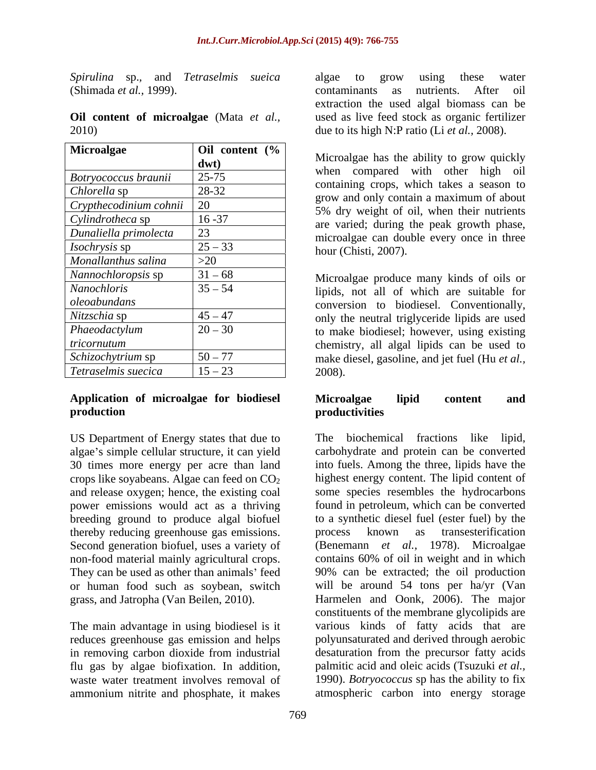*Spirulina* sp., and *Tetraselmis sueica* (Shimada *et al.*, 1999).

**Oil content of microalgae** (Mata *et al.*, 2010)

| Microalgae | Oil content (% dwt) |
|---|---|
| *Botryococcus braunii* | 25-75 |
| *Chlorella* sp | 28-32 |
| *Crypthecodinium cohnii* | 20 |
| *Cylindrotheca* sp | 16 -37 |
| *Dunaliella primolecta* | 23 |
| *Isochrysis* sp | 25 – 33 |
| *Monallanthus salina* | >20 |
| *Nannochloropsis* sp | 31 – 68 |
| *Nanochloris oleoabundans* | 35 – 54 |
| *Nitzschia* sp | 45 – 47 |
| *Phaeodactylum tricornutum* | 20 – 30 |
| *Schizochytrium* sp | 50 – 77 |
| *Tetraselmis suecica* | 15 – 23 |

## Application of microalgae for biodiesel production

US Department of Energy states that due to algae's simple cellular structure, it can yield 30 times more energy per acre than land crops like soyabeans. Algae can feed on $CO_2$ and release oxygen; hence, the existing coal power emissions would act as a thriving breeding ground to produce algal biofuel thereby reducing greenhouse gas emissions. Second generation biofuel, uses a variety of non-food material mainly agricultural crops. They can be used as other than animals' feed or human food such as soybean, switch grass, and Jatropha (Van Beilen, 2010).

The main advantage in using biodiesel is it reduces greenhouse gas emission and helps in removing carbon dioxide from industrial flu gas by algae biofixation. In addition, waste water treatment involves removal of ammonium nitrite and phosphate, it makes algae to grow using these water contaminants as nutrients. After oil extraction the used algal biomass can be used as live feed stock as organic fertilizer due to its high N:P ratio (Li *et al.*, 2008).

Microalgae has the ability to grow quickly when compared with other high oil containing crops, which takes a season to grow and only contain a maximum of about 5% dry weight of oil, when their nutrients are varied; during the peak growth phase, microalgae can double every once in three hour (Chisti, 2007).

Microalgae produce many kinds of oils or lipids, not all of which are suitable for conversion to biodiesel. Conventionally, only the neutral triglyceride lipids are used to make biodiesel; however, using existing chemistry, all algal lipids can be used to make diesel, gasoline, and jet fuel (Hu *et al.*, 2008).

## Microalgae lipid content and productivities

The biochemical fractions like lipid, carbohydrate and protein can be converted into fuels. Among the three, lipids have the highest energy content. The lipid content of some species resembles the hydrocarbons found in petroleum, which can be converted to a synthetic diesel fuel (ester fuel) by the process known as transesterification (Benemann *et al.*, 1978). Microalgae contains 60% of oil in weight and in which 90% can be extracted; the oil production will be around 54 tons per ha/yr (Van Harmelen and Oonk, 2006). The major constituents of the membrane glycolipids are various kinds of fatty acids that are polyunsaturated and derived through aerobic desaturation from the precursor fatty acids palmitic acid and oleic acids (Tsuzuki *et al.*, 1990). *Botryococcus* sp has the ability to fix atmospheric carbon into energy storage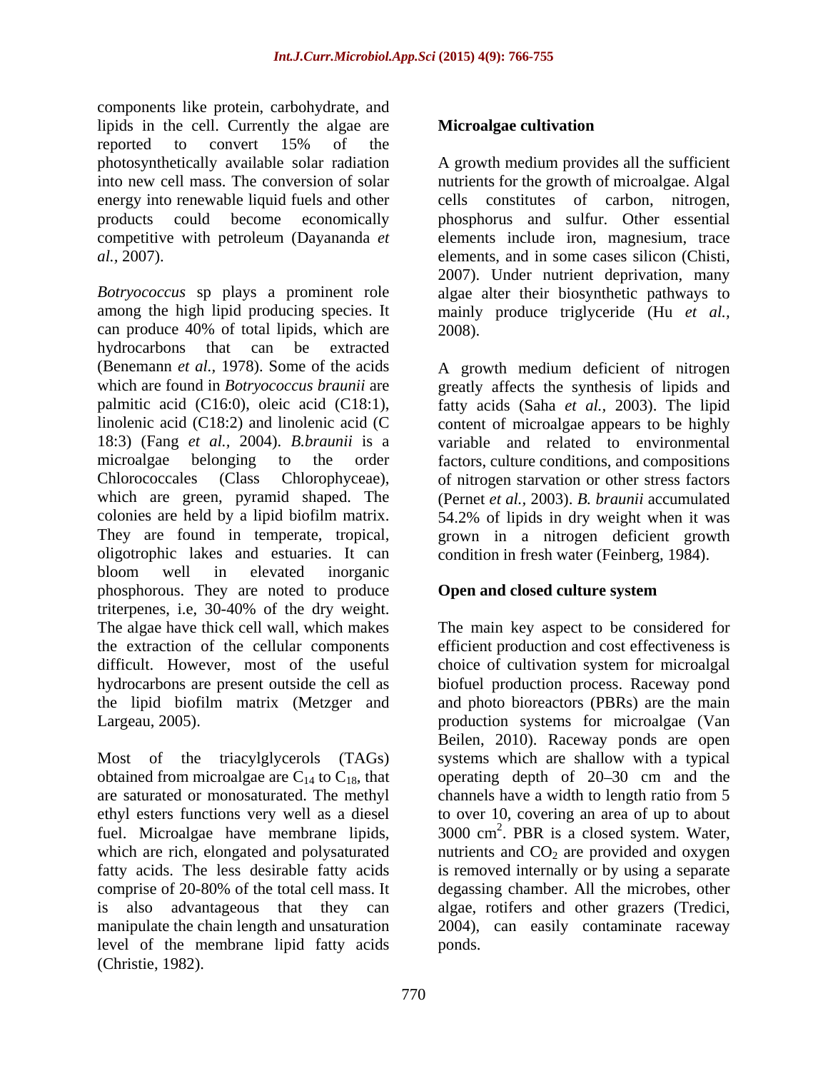components like protein, carbohydrate, and lipids in the cell. Currently the algae are reported to convert 15% of the photosynthetically available solar radiation into new cell mass. The conversion of solar energy into renewable liquid fuels and other products could become economically competitive with petroleum (Dayananda *et al.*, 2007).

*Botryococcus* sp plays a prominent role among the high lipid producing species. It can produce 40% of total lipids, which are hydrocarbons that can be extracted (Benemann *et al.*, 1978). Some of the acids which are found in *Botryococcus braunii* are palmitic acid (C16:0), oleic acid (C18:1), linolenic acid (C18:2) and linolenic acid (C 18:3) (Fang *et al.*, 2004). *B.braunii* is a microalgae belonging to the order Chlorococcales (Class Chlorophyceae), which are green, pyramid shaped. The colonies are held by a lipid biofilm matrix. They are found in temperate, tropical, oligotrophic lakes and estuaries. It can bloom well in elevated inorganic phosphorous. They are noted to produce triterpenes, i.e, 30-40% of the dry weight. The algae have thick cell wall, which makes the extraction of the cellular components difficult. However, most of the useful hydrocarbons are present outside the cell as the lipid biofilm matrix (Metzger and Largeau, 2005).

Most of the triacylglycerols (TAGs) obtained from microalgae are $C_{14}$ to $C_{18}$, that are saturated or monosaturated. The methyl ethyl esters functions very well as a diesel fuel. Microalgae have membrane lipids, which are rich, elongated and polysaturated fatty acids. The less desirable fatty acids comprise of 20-80% of the total cell mass. It is also advantageous that they can manipulate the chain length and unsaturation level of the membrane lipid fatty acids (Christie, 1982).

## Microalgae cultivation

A growth medium provides all the sufficient nutrients for the growth of microalgae. Algal cells constitutes of carbon, nitrogen, phosphorus and sulfur. Other essential elements include iron, magnesium, trace elements, and in some cases silicon (Chisti, 2007). Under nutrient deprivation, many algae alter their biosynthetic pathways to mainly produce triglyceride (Hu *et al.,* 2008).

A growth medium deficient of nitrogen greatly affects the synthesis of lipids and fatty acids (Saha *et al.,* 2003). The lipid content of microalgae appears to be highly variable and related to environmental factors, culture conditions, and compositions of nitrogen starvation or other stress factors (Pernet *et al.,* 2003). *B. braunii* accumulated 54.2% of lipids in dry weight when it was grown in a nitrogen deficient growth condition in fresh water (Feinberg, 1984).

## Open and closed culture system

The main key aspect to be considered for efficient production and cost effectiveness is choice of cultivation system for microalgal biofuel production process. Raceway pond and photo bioreactors (PBRs) are the main production systems for microalgae (Van Beilen, 2010). Raceway ponds are open systems which are shallow with a typical operating depth of 20–30 cm and the channels have a width to length ratio from 5 to over 10, covering an area of up to about 3000 $cm^2$. PBR is a closed system. Water, nutrients and $CO_2$ are provided and oxygen is removed internally or by using a separate degassing chamber. All the microbes, other algae, rotifers and other grazers (Tredici, 2004), can easily contaminate raceway ponds.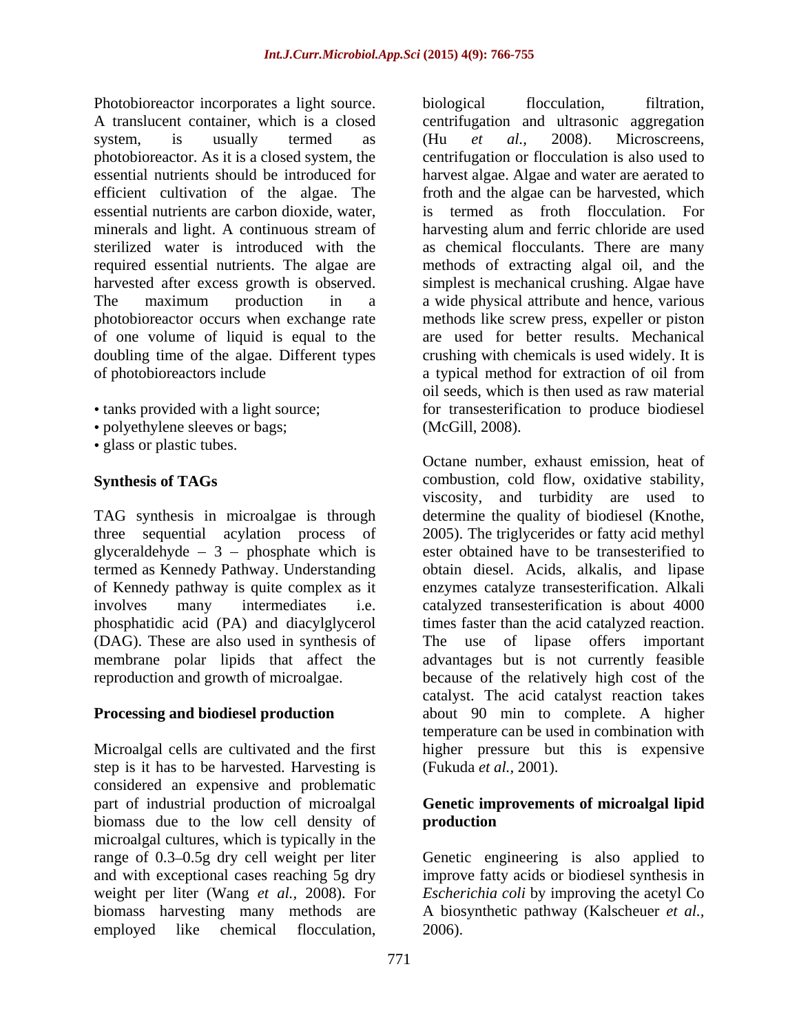Photobioreactor incorporates a light source. A translucent container, which is a closed system, is usually termed as photobioreactor. As it is a closed system, the essential nutrients should be introduced for efficient cultivation of the algae. The essential nutrients are carbon dioxide, water, minerals and light. A continuous stream of sterilized water is introduced with the required essential nutrients. The algae are harvested after excess growth is observed. The maximum production in a photobioreactor occurs when exchange rate of one volume of liquid is equal to the doubling time of the algae. Different types of photobioreactors include

- tanks provided with a light source;
- polyethylene sleeves or bags;
- glass or plastic tubes.

## Synthesis of TAGs

TAG synthesis in microalgae is through three sequential acylation process of glyceraldehyde – 3 – phosphate which is termed as Kennedy Pathway. Understanding of Kennedy pathway is quite complex as it involves many intermediates i.e. phosphatidic acid (PA) and diacylglycerol (DAG). These are also used in synthesis of membrane polar lipids that affect the reproduction and growth of microalgae.

## Processing and biodiesel production

Microalgal cells are cultivated and the first step is it has to be harvested. Harvesting is considered an expensive and problematic part of industrial production of microalgal biomass due to the low cell density of microalgal cultures, which is typically in the range of 0.3–0.5g dry cell weight per liter and with exceptional cases reaching 5g dry weight per liter (Wang *et al.,* 2008). For biomass harvesting many methods are employed like chemical flocculation, biological flocculation, filtration, centrifugation and ultrasonic aggregation (Hu *et al.,* 2008). Microscreens, centrifugation or flocculation is also used to harvest algae. Algae and water are aerated to froth and the algae can be harvested, which is termed as froth flocculation. For harvesting alum and ferric chloride are used as chemical flocculants. There are many methods of extracting algal oil, and the simplest is mechanical crushing. Algae have a wide physical attribute and hence, various methods like screw press, expeller or piston are used for better results. Mechanical crushing with chemicals is used widely. It is a typical method for extraction of oil from oil seeds, which is then used as raw material for transesterification to produce biodiesel (McGill, 2008).

Octane number, exhaust emission, heat of combustion, cold flow, oxidative stability, viscosity, and turbidity are used to determine the quality of biodiesel (Knothe, 2005). The triglycerides or fatty acid methyl ester obtained have to be transesterified to obtain diesel. Acids, alkalis, and lipase enzymes catalyze transesterification. Alkali catalyzed transesterification is about 4000 times faster than the acid catalyzed reaction. The use of lipase offers important advantages but is not currently feasible because of the relatively high cost of the catalyst. The acid catalyst reaction takes about 90 min to complete. A higher temperature can be used in combination with higher pressure but this is expensive (Fukuda *et al.,* 2001).

## Genetic improvements of microalgal lipid production

Genetic engineering is also applied to improve fatty acids or biodiesel synthesis in *Escherichia coli* by improving the acetyl Co A biosynthetic pathway (Kalscheuer *et al.,* 2006).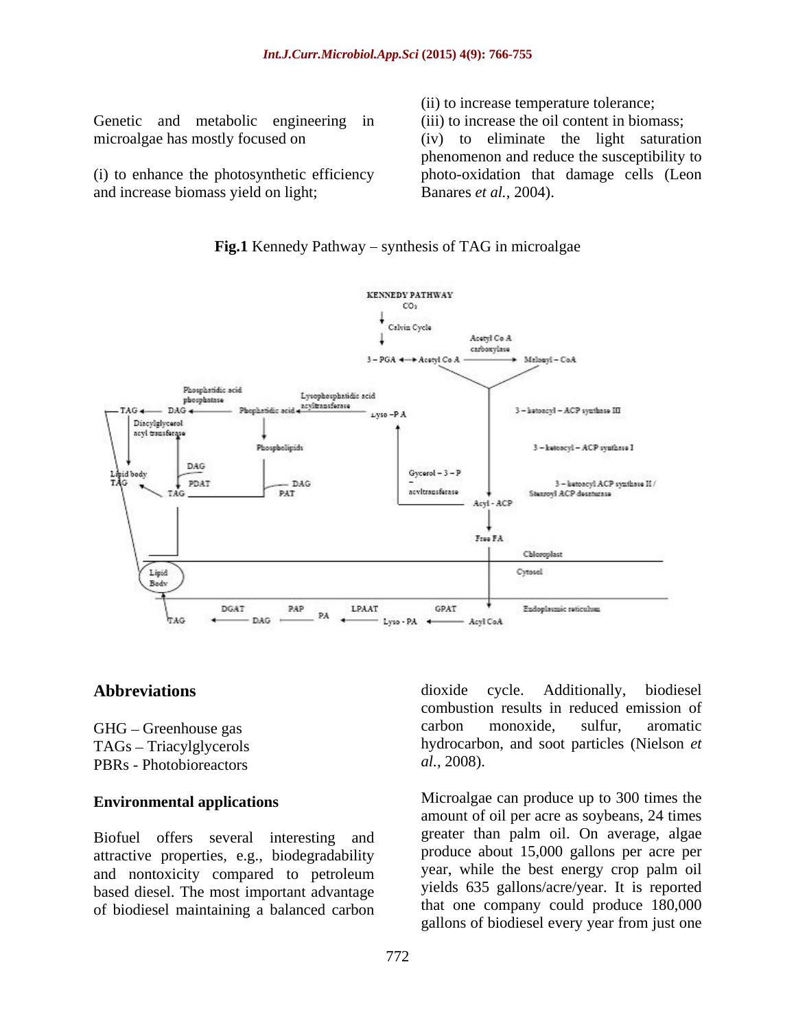Genetic and metabolic engineering in microalgae has mostly focused on

(i) to enhance the photosynthetic efficiency and increase biomass yield on light;

(ii) to increase temperature tolerance;

(iii) to increase the oil content in biomass;

(iv) to eliminate the light saturation phenomenon and reduce the susceptibility to photo-oxidation that damage cells (Leon Banares *et al.*, 2004).

**Fig.1** Kennedy Pathway – synthesis of TAG in microalgae

## Abbreviations

GHG – Greenhouse gas
TAGs – Triacylglycerols
PBRs - Photobioreactors

## Environmental applications

Biofuel offers several interesting and attractive properties, e.g., biodegradability and nontoxicity compared to petroleum based diesel. The most important advantage of biodiesel maintaining a balanced carbon dioxide cycle. Additionally, biodiesel combustion results in reduced emission of carbon monoxide, sulfur, aromatic hydrocarbon, and soot particles (Nielson *et al.*, 2008).

Microalgae can produce up to 300 times the amount of oil per acre as soybeans, 24 times greater than palm oil. On average, algae produce about 15,000 gallons per acre per year, while the best energy crop palm oil yields 635 gallons/acre/year. It is reported that one company could produce 180,000 gallons of biodiesel every year from just one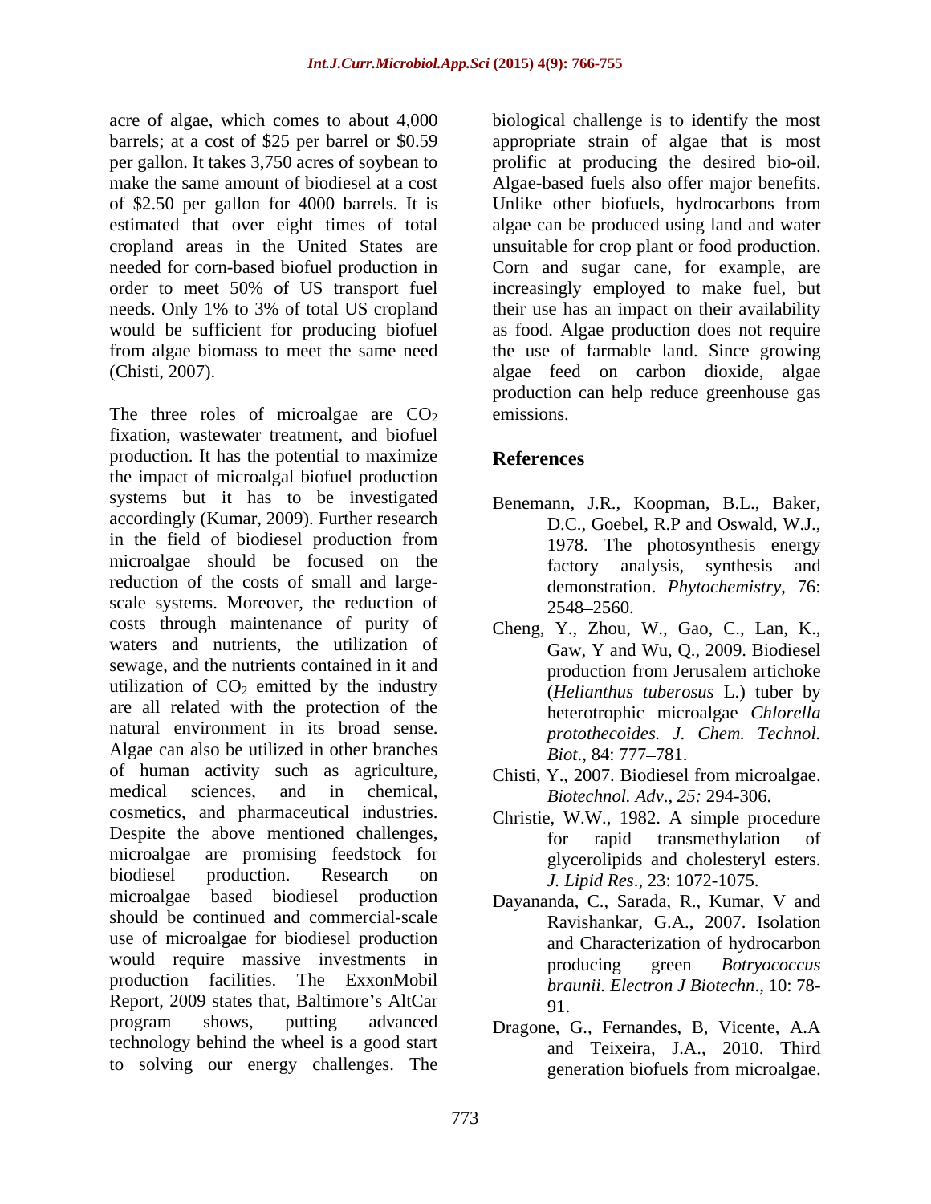acre of algae, which comes to about 4,000 barrels; at a cost of $25 per barrel or $0.59 per gallon. It takes 3,750 acres of soybean to make the same amount of biodiesel at a cost of $2.50 per gallon for 4000 barrels. It is estimated that over eight times of total cropland areas in the United States are needed for corn-based biofuel production in order to meet 50% of US transport fuel needs. Only 1% to 3% of total US cropland would be sufficient for producing biofuel from algae biomass to meet the same need (Chisti, 2007).

The three roles of microalgae are $CO_2$ fixation, wastewater treatment, and biofuel production. It has the potential to maximize the impact of microalgal biofuel production systems but it has to be investigated accordingly (Kumar, 2009). Further research in the field of biodiesel production from microalgae should be focused on the reduction of the costs of small and large-scale systems. Moreover, the reduction of costs through maintenance of purity of waters and nutrients, the utilization of sewage, and the nutrients contained in it and utilization of $CO_2$ emitted by the industry are all related with the protection of the natural environment in its broad sense. Algae can also be utilized in other branches of human activity such as agriculture, medical sciences, and in chemical, cosmetics, and pharmaceutical industries. Despite the above mentioned challenges, microalgae are promising feedstock for biodiesel production. Research on microalgae based biodiesel production should be continued and commercial-scale use of microalgae for biodiesel production would require massive investments in production facilities. The ExxonMobil Report, 2009 states that, Baltimore's AltCar program shows, putting advanced technology behind the wheel is a good start to solving our energy challenges. The biological challenge is to identify the most appropriate strain of algae that is most prolific at producing the desired bio-oil. Algae-based fuels also offer major benefits. Unlike other biofuels, hydrocarbons from algae can be produced using land and water unsuitable for crop plant or food production. Corn and sugar cane, for example, are increasingly employed to make fuel, but their use has an impact on their availability as food. Algae production does not require the use of farmable land. Since growing algae feed on carbon dioxide, algae production can help reduce greenhouse gas emissions.

## References

Benemann, J.R., Koopman, B.L., Baker, D.C., Goebel, R.P and Oswald, W.J., 1978. The photosynthesis energy factory analysis, synthesis and demonstration. *Phytochemistry*, 76: 2548–2560.

Cheng, Y., Zhou, W., Gao, C., Lan, K., Gaw, Y and Wu, Q., 2009. Biodiesel production from Jerusalem artichoke (*Helianthus tuberosus* L.) tuber by heterotrophic microalgae *Chlorella protothecoides. J. Chem. Technol. Biot*., 84: 777–781.

Chisti, Y., 2007. Biodiesel from microalgae. *Biotechnol. Adv*., *25:* 294-306.

Christie, W.W., 1982. A simple procedure for rapid transmethylation of glycerolipids and cholesteryl esters. *J. Lipid Res*., 23: 1072-1075.

Dayananda, C., Sarada, R., Kumar, V and Ravishankar, G.A., 2007. Isolation and Characterization of hydrocarbon producing green *Botryococcus braunii. Electron J Biotechn*., 10: 78-91.

Dragone, G., Fernandes, B, Vicente, A.A and Teixeira, J.A., 2010. Third generation biofuels from microalgae.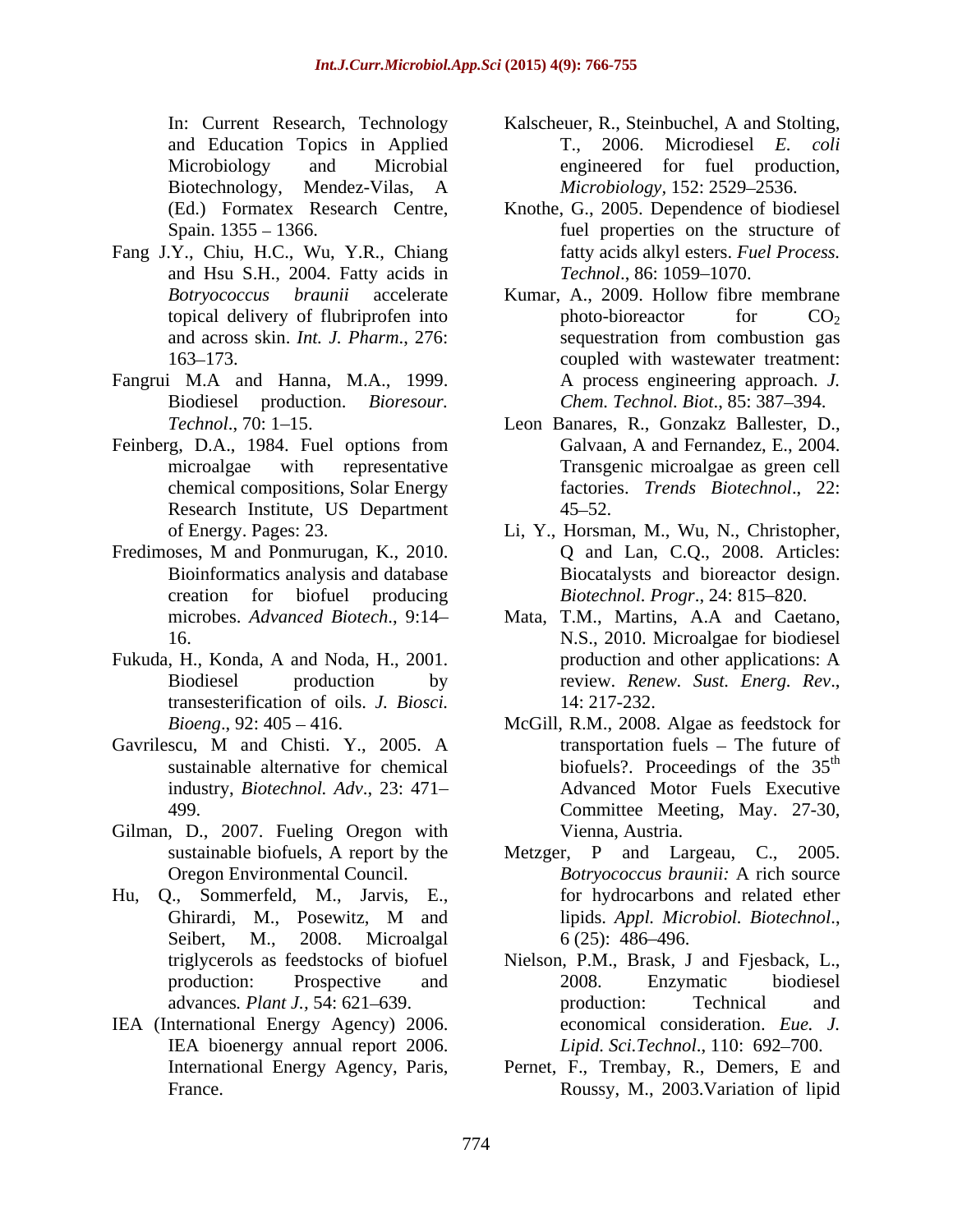In: Current Research, Technology and Education Topics in Applied Microbiology and Microbial Biotechnology, Mendez-Vilas, A (Ed.) Formatex Research Centre, Spain. 1355 – 1366.

Fang J.Y., Chiu, H.C., Wu, Y.R., Chiang and Hsu S.H., 2004. Fatty acids in *Botryococcus braunii* accelerate topical delivery of flubriprofen into and across skin. *Int. J. Pharm*., 276: 163–173.

Fangrui M.A and Hanna, M.A., 1999. Biodiesel production. *Bioresour. Technol*., 70: 1–15.

Feinberg, D.A., 1984. Fuel options from microalgae with representative chemical compositions, Solar Energy Research Institute, US Department of Energy. Pages: 23.

Fredimoses, M and Ponmurugan, K., 2010. Bioinformatics analysis and database creation for biofuel producing microbes. *Advanced Biotech*., 9:14–16.

Fukuda, H., Konda, A and Noda, H., 2001. Biodiesel production by transesterification of oils. *J. Biosci. Bioeng*., 92: 405 – 416.

Gavrilescu, M and Chisti. Y., 2005. A sustainable alternative for chemical industry, *Biotechnol. Adv*., 23: 471–499.

Gilman, D., 2007. Fueling Oregon with sustainable biofuels, A report by the Oregon Environmental Council.

Hu, Q., Sommerfeld, M., Jarvis, E., Ghirardi, M., Posewitz, M and Seibert, M., 2008. Microalgal triglycerols as feedstocks of biofuel production: Prospective and advances*. Plant J.,* 54: 621–639.

IEA (International Energy Agency) 2006. IEA bioenergy annual report 2006. International Energy Agency, Paris, France.

Kalscheuer, R., Steinbuchel, A and Stolting, T., 2006. Microdiesel *E. coli* engineered for fuel production, *Microbiology,* 152: 2529–2536.

Knothe, G., 2005. Dependence of biodiesel fuel properties on the structure of fatty acids alkyl esters. *Fuel Process. Technol*., 86: 1059–1070.

Kumar, A., 2009. Hollow fibre membrane photo-bioreactor for $CO_2$ sequestration from combustion gas coupled with wastewater treatment: A process engineering approach. *J. Chem. Technol. Biot*., 85: 387–394.

Leon Banares, R., Gonzakz Ballester, D., Galvaan, A and Fernandez, E., 2004. Transgenic microalgae as green cell factories. *Trends Biotechnol*., 22: 45–52.

Li, Y., Horsman, M., Wu, N., Christopher, Q and Lan, C.Q., 2008. Articles: Biocatalysts and bioreactor design. *Biotechnol. Progr*., 24: 815–820.

Mata, T.M., Martins, A.A and Caetano, N.S., 2010. Microalgae for biodiesel production and other applications: A review. *Renew. Sust. Energ. Rev*., 14: 217-232.

McGill, R.M., 2008. Algae as feedstock for transportation fuels – The future of biofuels?. Proceedings of the 35th Advanced Motor Fuels Executive Committee Meeting, May. 27-30, Vienna, Austria.

Metzger, P and Largeau, C., 2005. *Botryococcus braunii:* A rich source for hydrocarbons and related ether lipids. *Appl. Microbiol. Biotechnol*., 6 (25): 486–496.

Nielson, P.M., Brask, J and Fjesback, L., 2008. Enzymatic biodiesel production: Technical and economical consideration. *Eue. J. Lipid. Sci.Technol*., 110: 692–700.

Pernet, F., Trembay, R., Demers, E and Roussy, M., 2003.Variation of lipid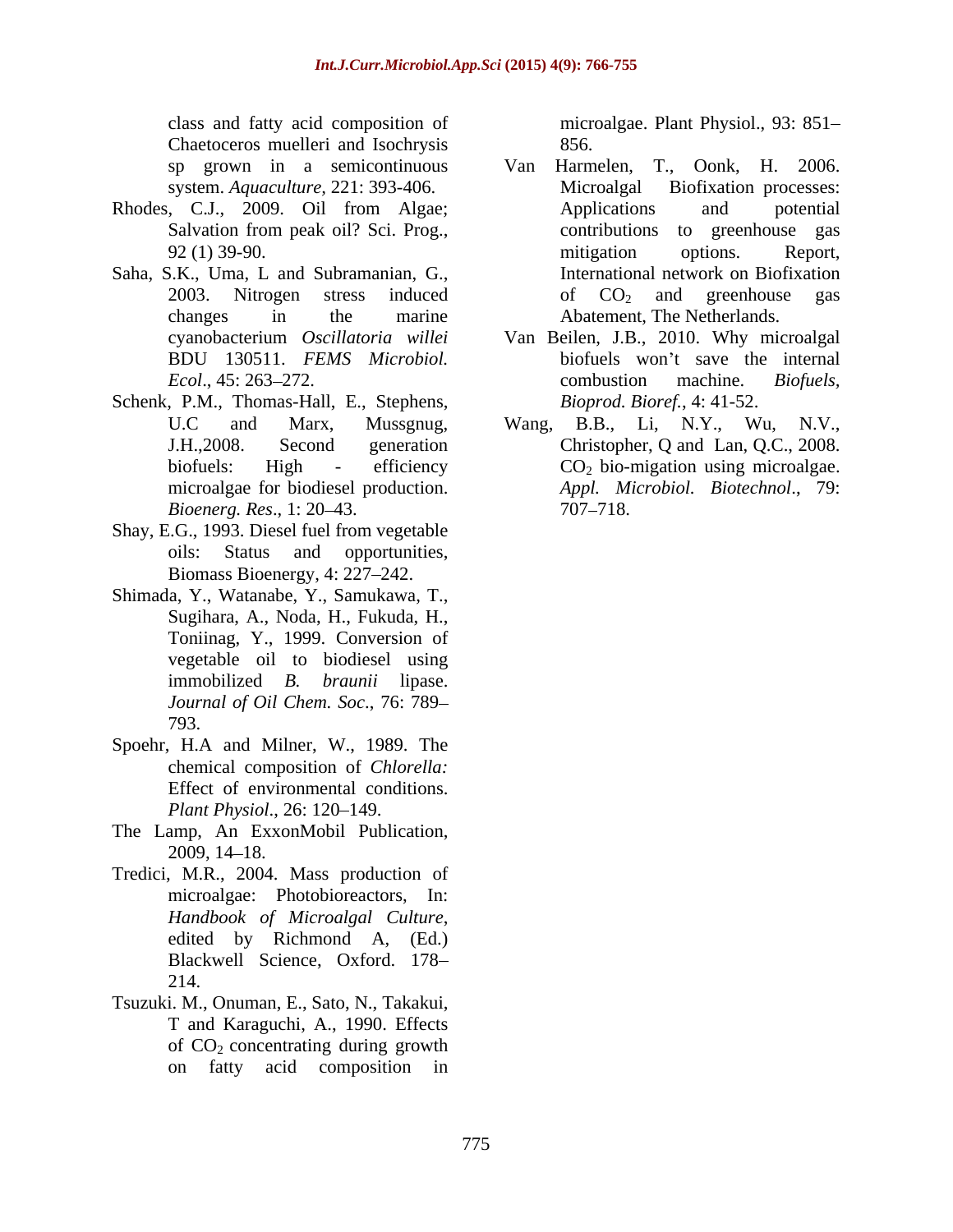class and fatty acid composition of Chaetoceros muelleri and Isochrysis sp grown in a semicontinuous system. *Aquaculture*, 221: 393-406.

Rhodes, C.J., 2009. Oil from Algae; Salvation from peak oil? Sci. Prog., 92 (1) 39-90.

Saha, S.K., Uma, L and Subramanian, G., 2003. Nitrogen stress induced changes in the marine cyanobacterium *Oscillatoria willei* BDU 130511. *FEMS Microbiol. Ecol*., 45: 263–272.

Schenk, P.M., Thomas-Hall, E., Stephens, U.C and Marx, Mussgnug, J.H.,2008. Second generation biofuels: High - efficiency microalgae for biodiesel production. *Bioenerg. Res*., 1: 20–43.

Shay, E.G., 1993. Diesel fuel from vegetable oils: Status and opportunities, Biomass Bioenergy, 4: 227–242.

Shimada, Y., Watanabe, Y., Samukawa, T., Sugihara, A., Noda, H., Fukuda, H., Toniinag, Y., 1999. Conversion of vegetable oil to biodiesel using immobilized *B. braunii* lipase. *Journal of Oil Chem. Soc*., 76: 789–793.

Spoehr, H.A and Milner, W., 1989. The chemical composition of *Chlorella:* Effect of environmental conditions. *Plant Physiol*., 26: 120–149.

The Lamp, An ExxonMobil Publication, 2009, 14–18.

Tredici, M.R., 2004. Mass production of microalgae: Photobioreactors, In: *Handbook of Microalgal Culture*, edited by Richmond A, (Ed.) Blackwell Science, Oxford. 178–214.

Tsuzuki. M., Onuman, E., Sato, N., Takakui, T and Karaguchi, A., 1990. Effects of $CO_2$ concentrating during growth on fatty acid composition in microalgae. Plant Physiol., 93: 851–856.

Van Harmelen, T., Oonk, H. 2006. Microalgal Biofixation processes: Applications and potential contributions to greenhouse gas mitigation options. Report, International network on Biofixation of $CO_2$ and greenhouse gas Abatement, The Netherlands.

Van Beilen, J.B., 2010. Why microalgal biofuels won't save the internal combustion machine. *Biofuels, Bioprod. Bioref.*, 4: 41-52.

Wang, B.B., Li, N.Y., Wu, N.V., Christopher, Q and Lan, Q.C., 2008. $CO_2$ bio-migation using microalgae. *Appl. Microbiol. Biotechnol*., 79: 707–718.